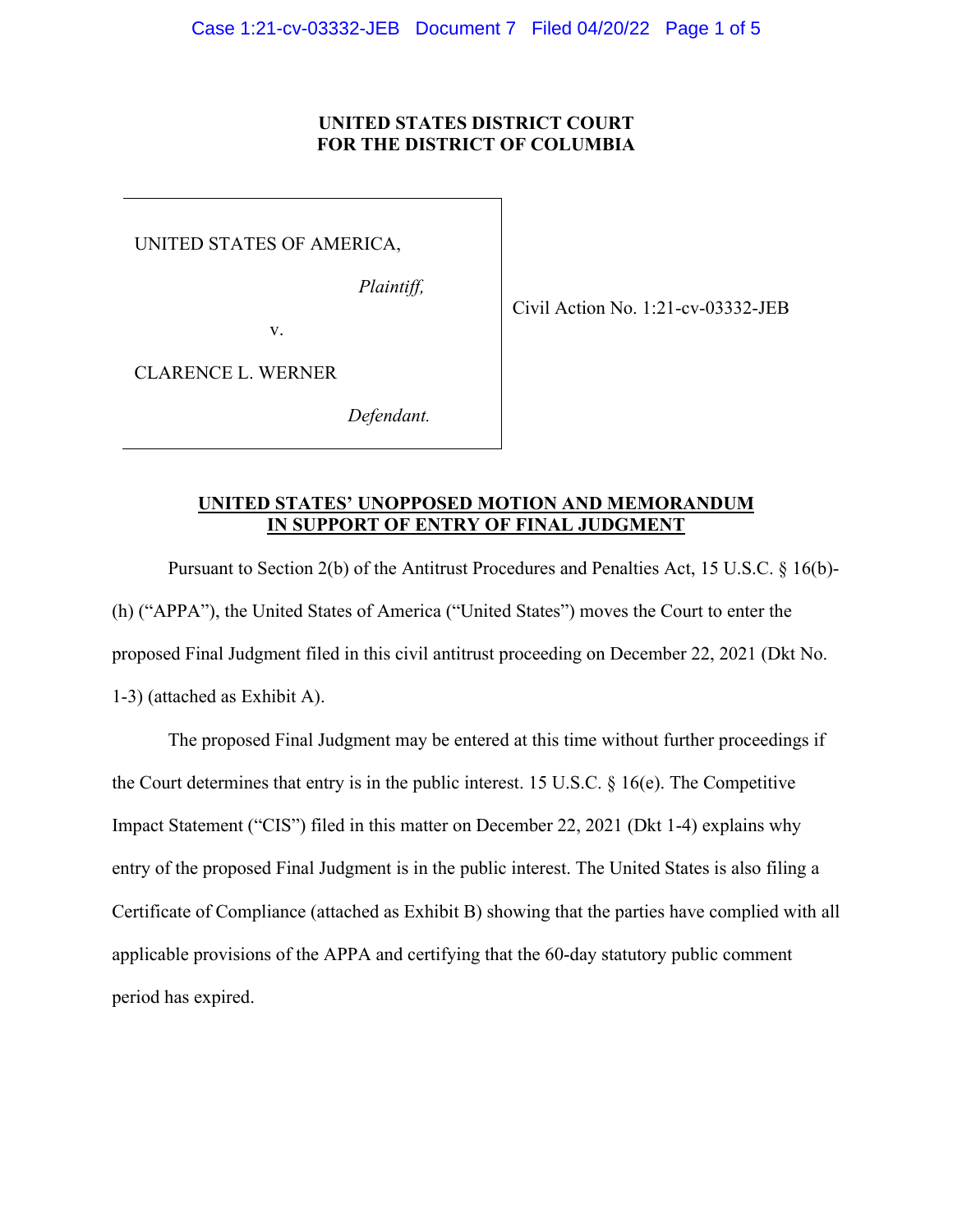**UNITED STATES DISTRICT COURT**
**FOR THE DISTRICT OF COLUMBIA**

| | |
|---|---|
| UNITED STATES OF AMERICA,<br><br>*Plaintiff,*<br><br>v.<br><br>CLARENCE L. WERNER<br><br>*Defendant.* | Civil Action No. 1:21-cv-03332-JEB |

**UNITED STATES' UNOPPOSED MOTION AND MEMORANDUM IN SUPPORT OF ENTRY OF FINAL JUDGMENT**

Pursuant to Section 2(b) of the Antitrust Procedures and Penalties Act, 15 U.S.C. § 16(b)-(h) ("APPA"), the United States of America ("United States") moves the Court to enter the proposed Final Judgment filed in this civil antitrust proceeding on December 22, 2021 (Dkt No. 1-3) (attached as Exhibit A).

The proposed Final Judgment may be entered at this time without further proceedings if the Court determines that entry is in the public interest. 15 U.S.C. § 16(e). The Competitive Impact Statement ("CIS") filed in this matter on December 22, 2021 (Dkt 1-4) explains why entry of the proposed Final Judgment is in the public interest. The United States is also filing a Certificate of Compliance (attached as Exhibit B) showing that the parties have complied with all applicable provisions of the APPA and certifying that the 60-day statutory public comment period has expired.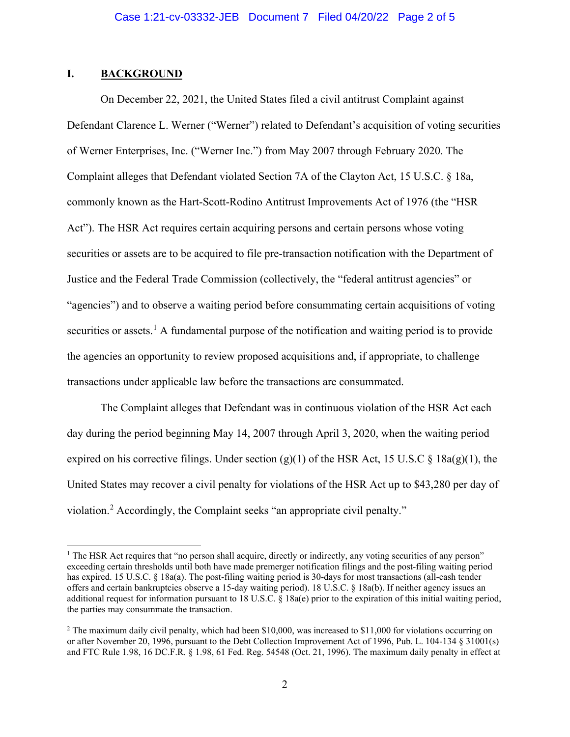## I. BACKGROUND

On December 22, 2021, the United States filed a civil antitrust Complaint against Defendant Clarence L. Werner ("Werner") related to Defendant's acquisition of voting securities of Werner Enterprises, Inc. ("Werner Inc.") from May 2007 through February 2020. The Complaint alleges that Defendant violated Section 7A of the Clayton Act, 15 U.S.C. § 18a, commonly known as the Hart-Scott-Rodino Antitrust Improvements Act of 1976 (the "HSR Act"). The HSR Act requires certain acquiring persons and certain persons whose voting securities or assets are to be acquired to file pre-transaction notification with the Department of Justice and the Federal Trade Commission (collectively, the "federal antitrust agencies" or "agencies") and to observe a waiting period before consummating certain acquisitions of voting securities or assets.[1] A fundamental purpose of the notification and waiting period is to provide the agencies an opportunity to review proposed acquisitions and, if appropriate, to challenge transactions under applicable law before the transactions are consummated.

The Complaint alleges that Defendant was in continuous violation of the HSR Act each day during the period beginning May 14, 2007 through April 3, 2020, when the waiting period expired on his corrective filings. Under section (g)(1) of the HSR Act, 15 U.S.C § 18a(g)(1), the United States may recover a civil penalty for violations of the HSR Act up to $43,280 per day of violation.[2] Accordingly, the Complaint seeks "an appropriate civil penalty."

---

[1] The HSR Act requires that "no person shall acquire, directly or indirectly, any voting securities of any person" exceeding certain thresholds until both have made premerger notification filings and the post-filing waiting period has expired. 15 U.S.C. § 18a(a). The post-filing waiting period is 30-days for most transactions (all-cash tender offers and certain bankruptcies observe a 15-day waiting period). 18 U.S.C. § 18a(b). If neither agency issues an additional request for information pursuant to 18 U.S.C. § 18a(e) prior to the expiration of this initial waiting period, the parties may consummate the transaction.

[2] The maximum daily civil penalty, which had been $10,000, was increased to $11,000 for violations occurring on or after November 20, 1996, pursuant to the Debt Collection Improvement Act of 1996, Pub. L. 104-134 § 31001(s) and FTC Rule 1.98, 16 DC.F.R. § 1.98, 61 Fed. Reg. 54548 (Oct. 21, 1996). The maximum daily penalty in effect at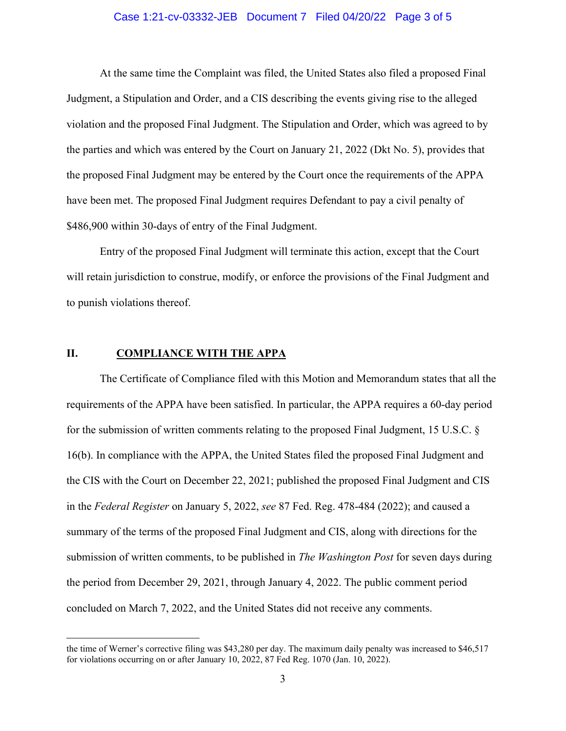At the same time the Complaint was filed, the United States also filed a proposed Final Judgment, a Stipulation and Order, and a CIS describing the events giving rise to the alleged violation and the proposed Final Judgment. The Stipulation and Order, which was agreed to by the parties and which was entered by the Court on January 21, 2022 (Dkt No. 5), provides that the proposed Final Judgment may be entered by the Court once the requirements of the APPA have been met. The proposed Final Judgment requires Defendant to pay a civil penalty of $486,900 within 30-days of entry of the Final Judgment.

Entry of the proposed Final Judgment will terminate this action, except that the Court will retain jurisdiction to construe, modify, or enforce the provisions of the Final Judgment and to punish violations thereof.

## II. **COMPLIANCE WITH THE APPA**

The Certificate of Compliance filed with this Motion and Memorandum states that all the requirements of the APPA have been satisfied. In particular, the APPA requires a 60-day period for the submission of written comments relating to the proposed Final Judgment, 15 U.S.C. § 16(b). In compliance with the APPA, the United States filed the proposed Final Judgment and the CIS with the Court on December 22, 2021; published the proposed Final Judgment and CIS in the *Federal Register* on January 5, 2022, *see* 87 Fed. Reg. 478-484 (2022); and caused a summary of the terms of the proposed Final Judgment and CIS, along with directions for the submission of written comments, to be published in *The Washington Post* for seven days during the period from December 29, 2021, through January 4, 2022. The public comment period concluded on March 7, 2022, and the United States did not receive any comments.

---

the time of Werner's corrective filing was $43,280 per day. The maximum daily penalty was increased to $46,517 for violations occurring on or after January 10, 2022, 87 Fed Reg. 1070 (Jan. 10, 2022).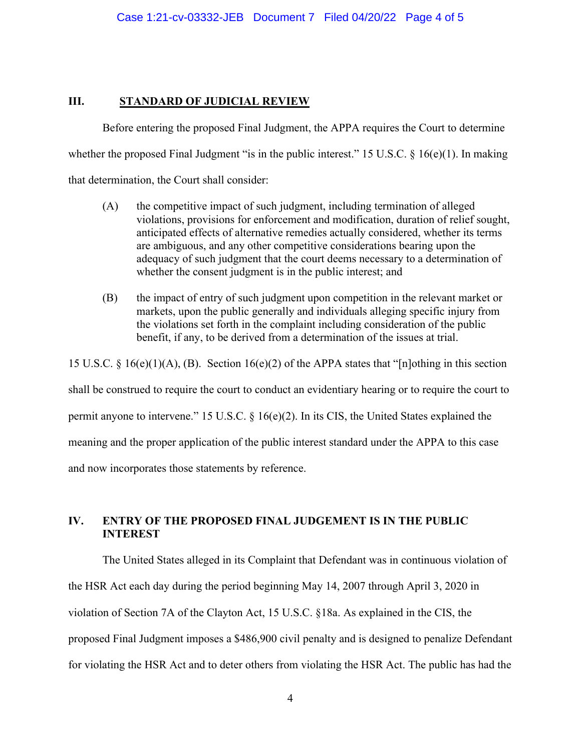## III. STANDARD OF JUDICIAL REVIEW

Before entering the proposed Final Judgment, the APPA requires the Court to determine whether the proposed Final Judgment "is in the public interest." 15 U.S.C. § 16(e)(1). In making that determination, the Court shall consider:

> (A) the competitive impact of such judgment, including termination of alleged violations, provisions for enforcement and modification, duration of relief sought, anticipated effects of alternative remedies actually considered, whether its terms are ambiguous, and any other competitive considerations bearing upon the adequacy of such judgment that the court deems necessary to a determination of whether the consent judgment is in the public interest; and
>
> (B) the impact of entry of such judgment upon competition in the relevant market or markets, upon the public generally and individuals alleging specific injury from the violations set forth in the complaint including consideration of the public benefit, if any, to be derived from a determination of the issues at trial.

15 U.S.C. § 16(e)(1)(A), (B). Section 16(e)(2) of the APPA states that "[n]othing in this section shall be construed to require the court to conduct an evidentiary hearing or to require the court to permit anyone to intervene." 15 U.S.C. § 16(e)(2). In its CIS, the United States explained the meaning and the proper application of the public interest standard under the APPA to this case and now incorporates those statements by reference.

## IV. ENTRY OF THE PROPOSED FINAL JUDGEMENT IS IN THE PUBLIC INTEREST

The United States alleged in its Complaint that Defendant was in continuous violation of the HSR Act each day during the period beginning May 14, 2007 through April 3, 2020 in violation of Section 7A of the Clayton Act, 15 U.S.C. §18a. As explained in the CIS, the proposed Final Judgment imposes a $486,900 civil penalty and is designed to penalize Defendant for violating the HSR Act and to deter others from violating the HSR Act. The public has had the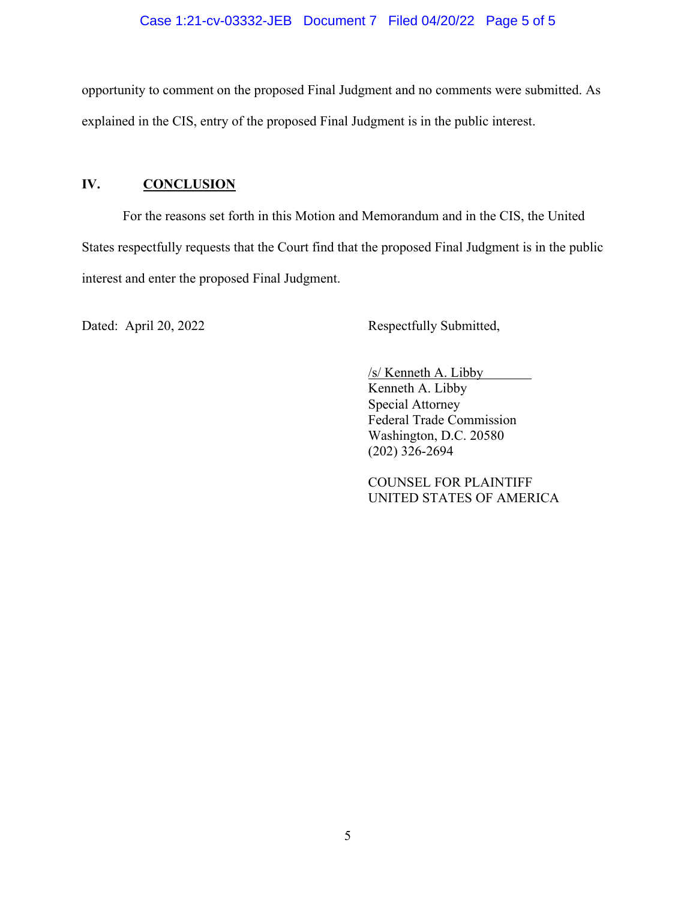opportunity to comment on the proposed Final Judgment and no comments were submitted. As explained in the CIS, entry of the proposed Final Judgment is in the public interest.

## IV. CONCLUSION

For the reasons set forth in this Motion and Memorandum and in the CIS, the United States respectfully requests that the Court find that the proposed Final Judgment is in the public interest and enter the proposed Final Judgment.

Dated: April 20, 2022

Respectfully Submitted,

/s/ Kenneth A. Libby
Kenneth A. Libby
Special Attorney
Federal Trade Commission
Washington, D.C. 20580
(202) 326-2694

COUNSEL FOR PLAINTIFF
UNITED STATES OF AMERICA